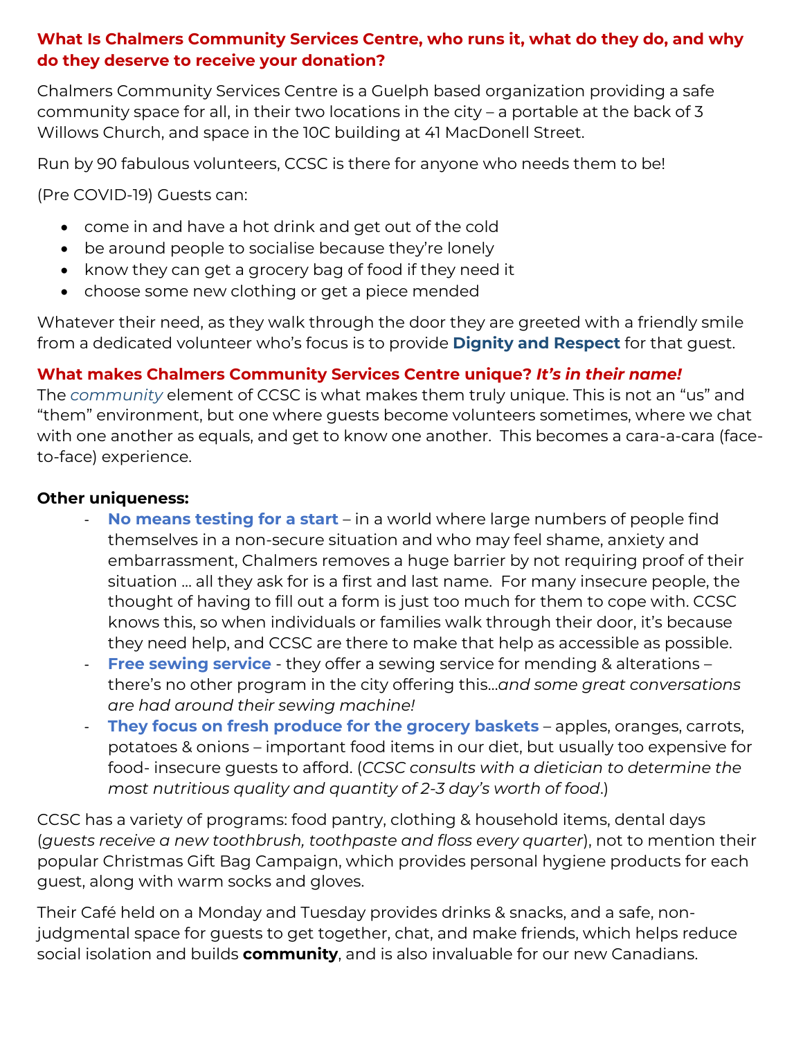**What Is Chalmers Community Services Centre, who runs it, what do they do, and why do they deserve to receive your donation?**

Chalmers Community Services Centre is a Guelph based organization providing a safe community space for all, in their two locations in the city – a portable at the back of 3 Willows Church, and space in the 10C building at 41 MacDonell Street.

Run by 90 fabulous volunteers, CCSC is there for anyone who needs them to be!

(Pre COVID-19) Guests can:

- come in and have a hot drink and get out of the cold
- be around people to socialise because they're lonely
- know they can get a grocery bag of food if they need it
- choose some new clothing or get a piece mended

Whatever their need, as they walk through the door they are greeted with a friendly smile from a dedicated volunteer who's focus is to provide **Dignity and Respect** for that guest.

**What makes Chalmers Community Services Centre unique? *It's in their name!***
The *community* element of CCSC is what makes them truly unique. This is not an "us" and "them" environment, but one where guests become volunteers sometimes, where we chat with one another as equals, and get to know one another. This becomes a cara-a-cara (face-to-face) experience.

**Other uniqueness:**

- **No means testing for a start** – in a world where large numbers of people find themselves in a non-secure situation and who may feel shame, anxiety and embarrassment, Chalmers removes a huge barrier by not requiring proof of their situation … all they ask for is a first and last name. For many insecure people, the thought of having to fill out a form is just too much for them to cope with. CCSC knows this, so when individuals or families walk through their door, it's because they need help, and CCSC are there to make that help as accessible as possible.
- **Free sewing service** - they offer a sewing service for mending & alterations – there's no other program in the city offering this…*and some great conversations are had around their sewing machine!*
- **They focus on fresh produce for the grocery baskets** – apples, oranges, carrots, potatoes & onions – important food items in our diet, but usually too expensive for food- insecure guests to afford. (*CCSC consults with a dietician to determine the most nutritious quality and quantity of 2-3 day's worth of food*.)

CCSC has a variety of programs: food pantry, clothing & household items, dental days (*guests receive a new toothbrush, toothpaste and floss every quarter*), not to mention their popular Christmas Gift Bag Campaign, which provides personal hygiene products for each guest, along with warm socks and gloves.

Their Café held on a Monday and Tuesday provides drinks & snacks, and a safe, non-judgmental space for guests to get together, chat, and make friends, which helps reduce social isolation and builds **community**, and is also invaluable for our new Canadians.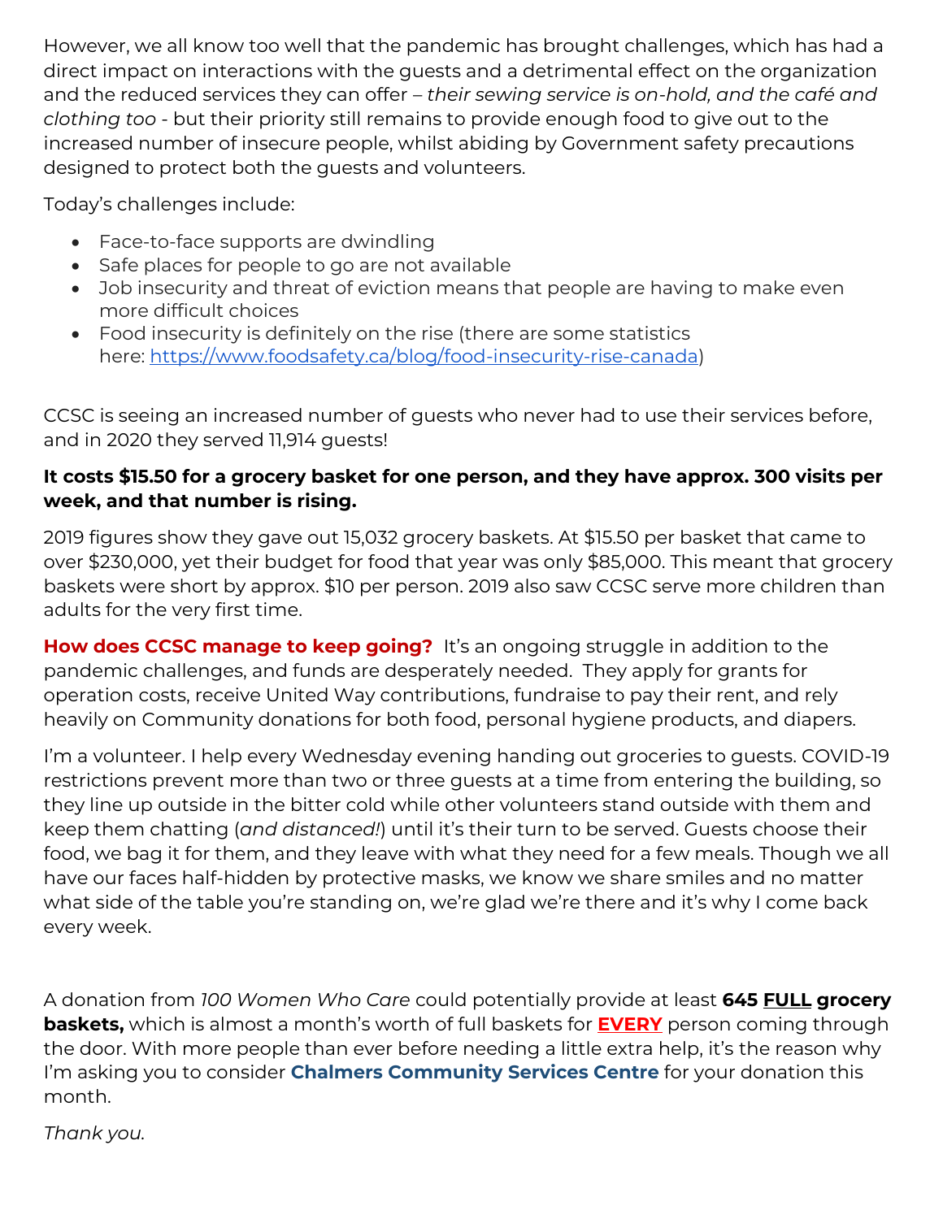However, we all know too well that the pandemic has brought challenges, which has had a direct impact on interactions with the guests and a detrimental effect on the organization and the reduced services they can offer – *their sewing service is on-hold, and the café and clothing too* - but their priority still remains to provide enough food to give out to the increased number of insecure people, whilst abiding by Government safety precautions designed to protect both the guests and volunteers.

Today's challenges include:

- Face-to-face supports are dwindling
- Safe places for people to go are not available
- Job insecurity and threat of eviction means that people are having to make even more difficult choices
- Food insecurity is definitely on the rise (there are some statistics here: [https://www.foodsafety.ca/blog/food-insecurity-rise-canada](https://www.foodsafety.ca/blog/food-insecurity-rise-canada))

CCSC is seeing an increased number of guests who never had to use their services before, and in 2020 they served 11,914 guests!

**It costs $15.50 for a grocery basket for one person, and they have approx. 300 visits per week, and that number is rising.**

2019 figures show they gave out 15,032 grocery baskets. At $15.50 per basket that came to over $230,000, yet their budget for food that year was only $85,000. This meant that grocery baskets were short by approx. $10 per person. 2019 also saw CCSC serve more children than adults for the very first time.

**How does CCSC manage to keep going?** It's an ongoing struggle in addition to the pandemic challenges, and funds are desperately needed. They apply for grants for operation costs, receive United Way contributions, fundraise to pay their rent, and rely heavily on Community donations for both food, personal hygiene products, and diapers.

I'm a volunteer. I help every Wednesday evening handing out groceries to guests. COVID-19 restrictions prevent more than two or three guests at a time from entering the building, so they line up outside in the bitter cold while other volunteers stand outside with them and keep them chatting (*and distanced!*) until it's their turn to be served. Guests choose their food, we bag it for them, and they leave with what they need for a few meals. Though we all have our faces half-hidden by protective masks, we know we share smiles and no matter what side of the table you're standing on, we're glad we're there and it's why I come back every week.

A donation from *100 Women Who Care* could potentially provide at least **645 FULL grocery baskets,** which is almost a month's worth of full baskets for **EVERY** person coming through the door. With more people than ever before needing a little extra help, it's the reason why I'm asking you to consider **Chalmers Community Services Centre** for your donation this month.

*Thank you.*